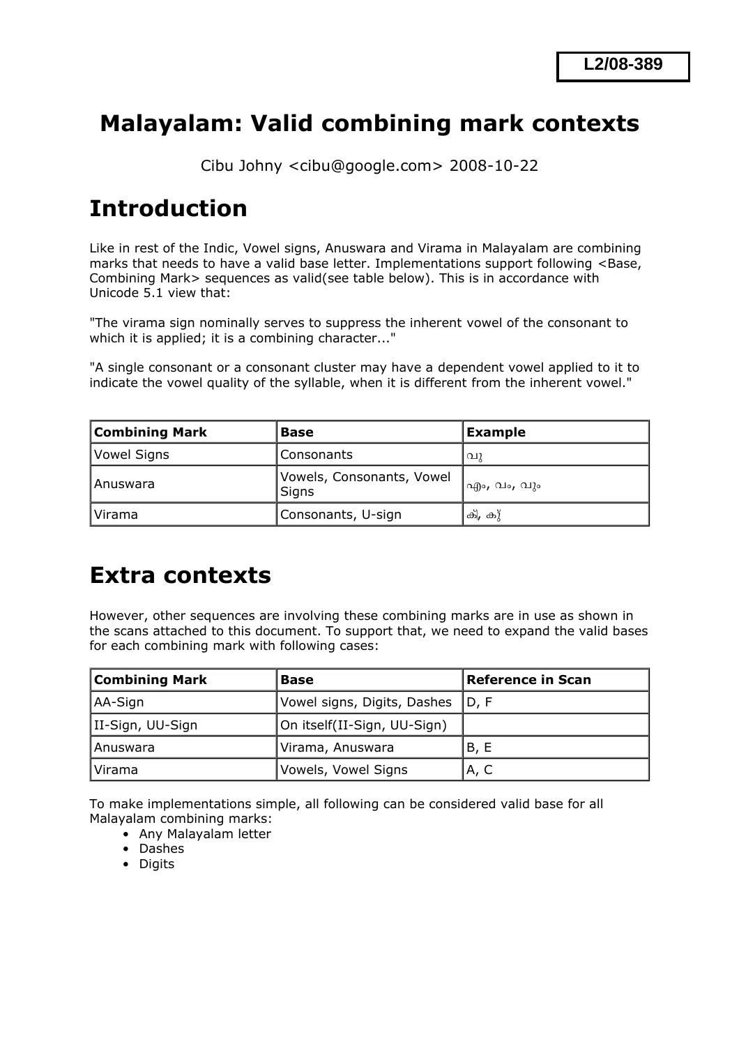L2/08-389

# Malayalam: Valid combining mark contexts

Cibu Johny <cibu@google.com> 2008-10-22

# Introduction

Like in rest of the Indic, Vowel signs, Anuswara and Virama in Malayalam are combining marks that needs to have a valid base letter. Implementations support following <Base, Combining Mark> sequences as valid(see table below). This is in accordance with Unicode 5.1 view that:

"The virama sign nominally serves to suppress the inherent vowel of the consonant to which it is applied; it is a combining character..."

"A single consonant or a consonant cluster may have a dependent vowel applied to it to indicate the vowel quality of the syllable, when it is different from the inherent vowel."

| Combining Mark | Base | Example |
|---|---|---|
| Vowel Signs | Consonants | വു |
| Anuswara | Vowels, Consonants, Vowel Signs | എം, വം, വും |
| Virama | Consonants, U-sign | ക്, കു് |

# Extra contexts

However, other sequences are involving these combining marks are in use as shown in the scans attached to this document. To support that, we need to expand the valid bases for each combining mark with following cases:

| Combining Mark | Base | Reference in Scan |
|---|---|---|
| AA-Sign | Vowel signs, Digits, Dashes | D, F |
| II-Sign, UU-Sign | On itself(II-Sign, UU-Sign) | |
| Anuswara | Virama, Anuswara | B, E |
| Virama | Vowels, Vowel Signs | A, C |

To make implementations simple, all following can be considered valid base for all Malayalam combining marks:

- Any Malayalam letter
- Dashes
- Digits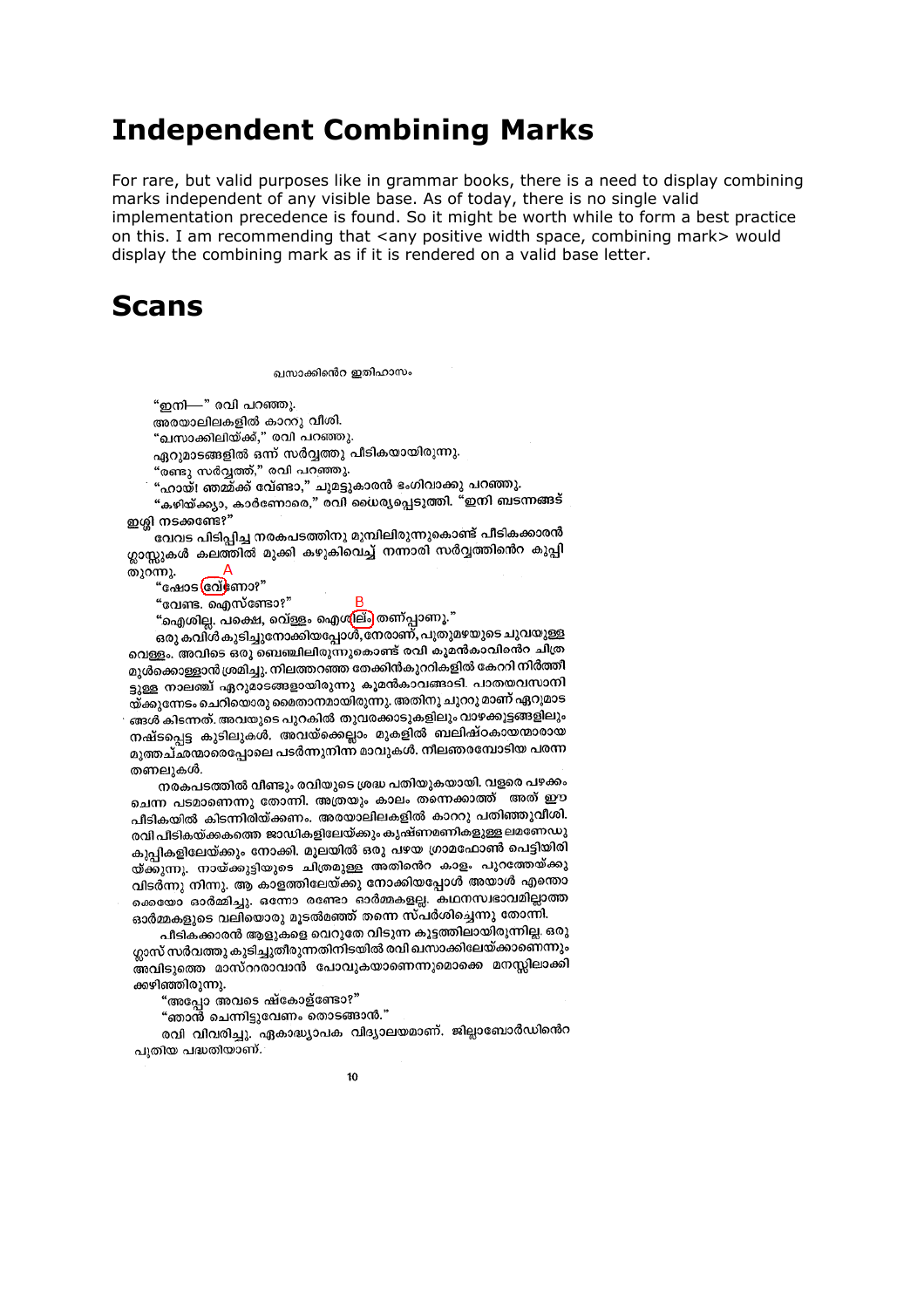# Independent Combining Marks

For rare, but valid purposes like in grammar books, there is a need to display combining marks independent of any visible base. As of today, there is no single valid implementation precedence is found. So it might be worth while to form a best practice on this. I am recommending that <any positive width space, combining mark> would display the combining mark as if it is rendered on a valid base letter.

# Scans

ഖസാക്കിന്റെ ഇതിഹാസം

"ഇനി—" രവി പറഞ്ഞു.

അരയാലിലകളിൽ കാററു വീശി.

"ഖസാക്കിലിയ്ക്ക്," രവി പറഞ്ഞു.

ഏറുമാടങ്ങളിൽ ഒന്ന് സർവ്വത്തു പീടികയായിരുന്നു.

"രണ്ടു സർവ്വത്ത്," രവി പറഞ്ഞു.

"ഹായ്! ഞമ്മക്ക് വേണ്ടാ," ചുമട്ടുകാരൻ ഭംഗിവാക്കു പറഞ്ഞു.

"കഴിയ്ക്ക്യാ, കാർണോരെ," രവി ധൈര്യപ്പെടുത്തി. "ഇനി ബടന്നങ്ങട് ഇശ്ശി നടക്കണ്ടേ?"

വേവട പിടിപ്പിച്ച നരകപടത്തിനു മുമ്പിലിരുന്നുകൊണ്ട് പീടികക്കാരൻ ഗ്ലാസ്സുകൾ കലത്തിൽ മുക്കി കഴുകിവെച്ച് നന്നാരി സർവ്വത്തിന്റെ കുപ്പി തുറന്നു.

A

"ഷോട വേണോ?"

"വേണ്ട. ഐസ്ണ്ടോ?"

B

"ഐശില്ല. പക്ഷെ, വെള്ളം ഐശിലും തണ്പ്പാണു."

ഒരു കവിൾ കുടിച്ചുനോക്കിയപ്പോൾ, നേരാണ്, പുതുമഴയുടെ ചുവയുള്ള വെള്ളം. അവിടെ ഒരു ബെഞ്ചിലിരുന്നുകൊണ്ട് രവി കൂമൻകാവിന്റെ ചിത്രമുൾക്കൊള്ളാൻ ശ്രമിച്ചു. നിലത്തറഞ്ഞ തേക്കിൻകുററികളിൽ കേറി നിർത്തിട്ടുള്ള നാലഞ്ച് ഏറുമാടങ്ങളായിരുന്നു കൂമൻകാവങ്ങാടി. പാതയവസാനിയ്ക്കുന്നേടം ചെറിയൊരു മൈതാനമായിരുന്നു. അതിനു ചുററു മാണ് ഏറുമാടങ്ങൾ കിടന്നത്. അവയുടെ പുറകിൽ തുവരക്കാടുകളിലും വാഴക്കൂട്ടങ്ങളിലും നഷ്ടപ്പെട്ട കുടിലുകൾ. അവയ്ക്കെല്ലാം മുകളിൽ ബലിഷ്ഠകായന്മാരായ മുത്തച്ഛന്മാരെപ്പോലെ പടർന്നുനിന്ന മാവുകൾ. നീലഞരമ്പോടിയ പരന്ന തണലുകൾ.

നരകപടത്തിൽ വീണ്ടും രവിയുടെ ശ്രദ്ധ പതിയുകയായി. വളരെ പഴക്കം ചെന്ന പടമാണെന്നു തോന്നി. അത്രയും കാലം തന്നെക്കാത്ത് അത് ഈ പീടികയിൽ കിടന്നിരിയ്ക്കണം. അരയാലിലകളിൽ കാററു പതിഞ്ഞുവീശി. രവി പീടികയ്ക്കകത്തെ ജാഡികളിലേയ്ക്കും കുഷ്ണമണികളുള്ള ലമണേഡു കുപ്പികളിലേയ്ക്കും നോക്കി. മൂലയിൽ ഒരു പഴയ ഗ്രാമഫോൺ പെട്ടിയിരിയ്ക്കുന്നു. നായ്ക്കുട്ടിയുടെ ചിത്രമുള്ള അതിന്റെ കാളം. പുറത്തേയ്ക്കു വിടർന്നു നിന്നു. ആ കാളത്തിലേയ്ക്കു നോക്കിയപ്പോൾ അയാൾ എന്തൊക്കെയോ ഓർമ്മിച്ചു. ഒന്നോ രണ്ടോ ഓർമ്മകളല്ല. കഥനസ്വഭാവമില്ലാത്ത ഓർമ്മകളുടെ വലിയൊരു മൂടൽമഞ്ഞ് തന്നെ സ്പർശിച്ചെന്നു തോന്നി.

പീടികക്കാരൻ ആളുകളെ വെറുതേ വിടുന്ന കൂട്ടത്തിലായിരുന്നില്ല. ഒരു ഗ്ലാസ് സർവത്തു കുടിച്ചുതീരുന്നതിനിടയിൽ രവി ഖസാക്കിലേയ്ക്കാണെന്നും അവിടുത്തെ മാസ്ററരാവാൻ പോവുകയാണെന്നുമൊക്കെ മനസ്സിലാക്കിക്കഴിഞ്ഞിരുന്നു.

"അപ്പോ അവടെ ഷ്കോള്ണ്ടോ?"

"ഞാൻ ചെന്നിട്ടുവേണം തൊടങ്ങാൻ."

രവി വിവരിച്ചു. ഏകാദ്ധ്യാപക വിദ്യാലയമാണ്. ജില്ലാബോർഡിന്റെ പുതിയ പദ്ധതിയാണ്.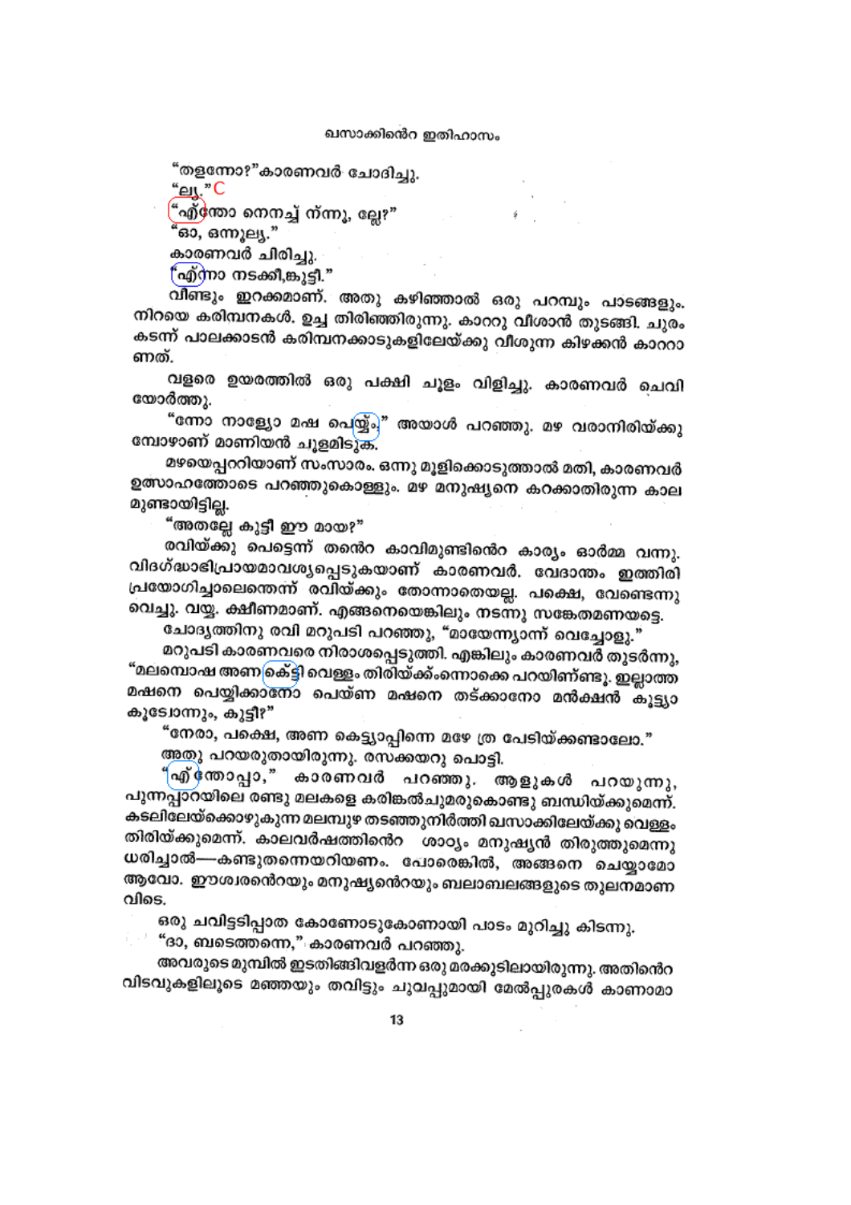"തളന്നോ?"കാരണവർ ചോദിച്ചു.

"ല്യ."

"എ്ന്തോ നെനച്ച് ന്ന്നൂ, ല്ലേ?"

"ഓ, ഒന്നൂല്യ."

കാരണവർ ചിരിച്ചു.

"എ്ന്നാ നടക്കീ,ങ്കുട്ടീ."

വീണ്ടും ഇറക്കമാണ്. അതു കഴിഞ്ഞാൽ ഒരു പറമ്പും പാടങ്ങളും. നിറയെ കരിമ്പനകൾ. ഉച്ച തിരിഞ്ഞിരുന്നു. കാററു വീശാൻ തുടങ്ങി. ചുരം കടന്ന് പാലക്കാടൻ കരിമ്പനക്കാടുകളിലേയ്ക്കു വീശുന്ന കിഴക്കൻ കാററാണത്.

വളരെ ഉയരത്തിൽ ഒരു പക്ഷി ചൂളം വിളിച്ചു. കാരണവർ ചെവിയോർത്തു.

"ന്നോ നാള്യോ മഷ പെയ്യ്ം." അയാൾ പറഞ്ഞു. മഴ വരാനിരിയ്ക്കുമ്പോഴാണ് മാണിയൻ ചൂളമിടുക.

മഴയെപ്പററിയാണ് സംസാരം. ഒന്നു മൂളിക്കൊടുത്താൽ മതി, കാരണവർ ഉത്സാഹത്തോടെ പറഞ്ഞുകൊള്ളും. മഴ മനുഷ്യനെ കറക്കാതിരുന്ന കാലമുണ്ടായിട്ടില്ല.

"അതല്ലേ കുട്ട്യീ ഈ മായ?"

രവിയ്ക്കു പെട്ടെന്ന് തൻെറ കാവിമുണ്ടിൻെറ കാര്യം ഓർമ്മ വന്നു. വിദഗ്ദ്ധാഭിപ്രായമാവശ്യപ്പെടുകയാണ് കാരണവർ. വേദാന്തം ഇത്തിരി പ്രയോഗിച്ചാലെന്തെന്ന് രവിയ്ക്കും തോന്നാതെയല്ല. പക്ഷെ, വേണ്ടെന്നു വെച്ചു. വയ്യ. ക്ഷീണമാണ്. എങ്ങനെയെങ്കിലും നടന്നു സങ്കേതമണയട്ടെ.

ചോദ്യത്തിനു രവി മറുപടി പറഞ്ഞു, "മായേന്ന്യാന്ന് വെച്ചോളു."

മറുപടി കാരണവരെ നിരാശപ്പെടുത്തി. എങ്കിലും കാരണവർ തുടർന്നു, "മലമ്പൊഷ അണ കെട്ടി വെള്ളം തിരിയ്ക്ക്ന്നൊക്കെ പറയിണ്ണ്ടു. ഇല്ലാത്ത മഷനെ പെയ്യിക്കാന്നോ പെയ്ണ മഷനെ തട്ക്കാനോ മൻഷൻ കൂട്ട്യാ കൂടോന്നും, കുട്ടീ?"

"നേരാ, പക്ഷെ, അണ കെട്ട്യാപ്പിന്നെ മഴേ ത്ര പേടിയ്ക്കണ്ടാലോ."

അതു പറയരുതായിരുന്നു. രസക്കയറു പൊട്ടി.

"എ്ന്തോപ്പാ," കാരണവർ പറഞ്ഞു. ആളുകൾ പറയുന്നു, പുന്നപ്പാറയിലെ രണ്ടു മലകളെ കരിങ്കൽചുമരുകൊണ്ടു ബന്ധിയ്ക്കുമെന്ന്. കടലിലേയ്ക്കൊഴുകുന്ന മലമ്പുഴ തടഞ്ഞുനിർത്തി ഖസാക്കിലേയ്ക്കു വെള്ളം തിരിയ്ക്കുമെന്ന്. കാലവർഷത്തിൻെറ ശാഠ്യം മനുഷ്യൻ തിരുത്തുമെന്നു ധരിച്ചാൽ—കണ്ടുതന്നെയറിയണം. പോരെങ്കിൽ, അങ്ങനെ ചെയ്യാമോ ആവോ. ഈശ്വരൻെറയും മനുഷ്യൻെറയും ബലാബലങ്ങളുടെ തുലനമാണവിടെ.

ഒരു ചവിട്ടടിപ്പാത കോണോടുകോണായി പാടം മുറിച്ചു കിടന്നു.

"ദാ, ബടെത്തന്നെ," കാരണവർ പറഞ്ഞു.

അവരുടെ മുമ്പിൽ ഇടതിങ്ങിവളർന്ന ഒരു മരക്കുടിലായിരുന്നു. അതിൻെറ വിടവുകളിലൂടെ മഞ്ഞയും തവിട്ടും ചുവപ്പുമായി മേൽപ്പുരകൾ കാണാമാ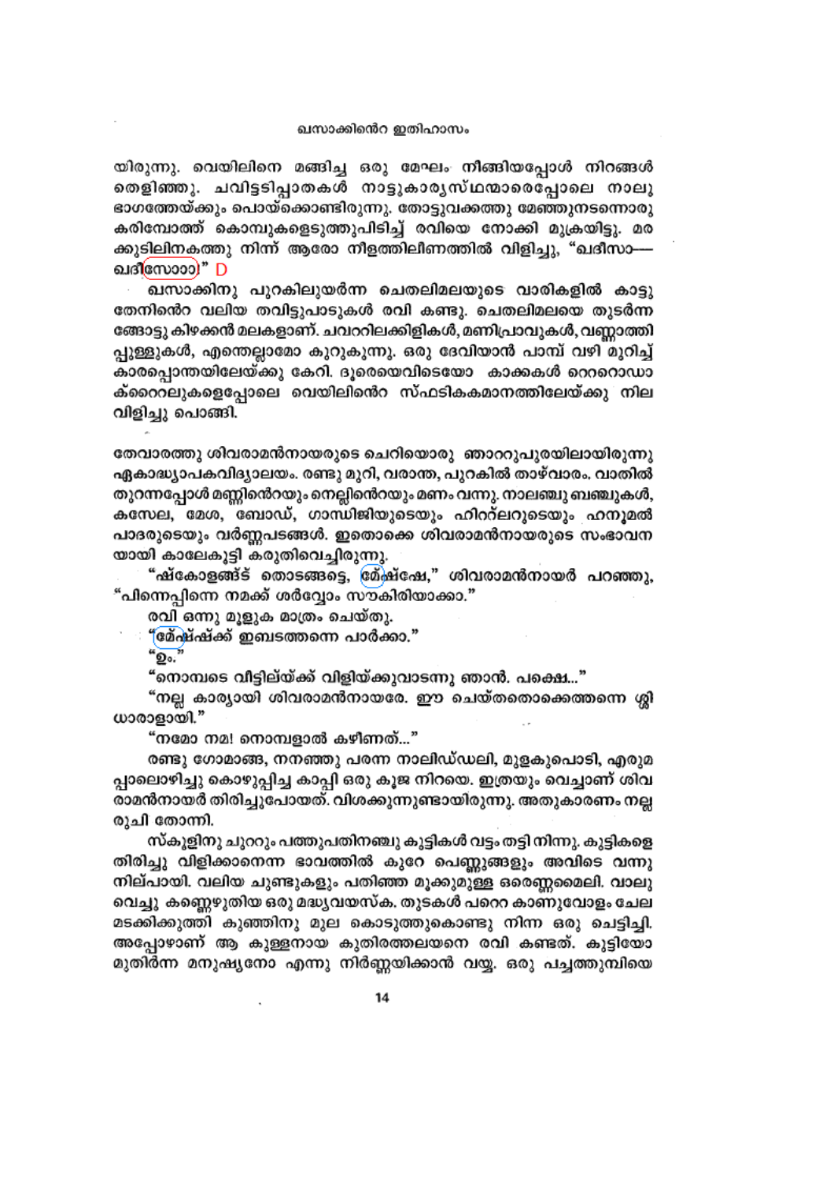യിരുന്നു. വെയിലിനെ മങ്ങിച്ച ഒരു മേഘം നീങ്ങിയപ്പോൾ നിറങ്ങൾ തെളിഞ്ഞു. ചവിട്ടടിപ്പാതകൾ നാട്ടുകാര്യസ്ഥന്മാരെപ്പോലെ നാലു ഭാഗത്തേയ്ക്കും പൊയ്ക്കൊണ്ടിരുന്നു. തോട്ടുവക്കത്തു മേഞ്ഞുനടന്നൊരു കരിമ്പോത്ത് കൊമ്പുകളെടുത്തുപിടിച്ച് രവിയെ നോക്കി മുക്രയിട്ടു. മരക്കുടിലിനകത്തു നിന്ന് ആരോ നീളത്തിലീണത്തിൽ വിളിച്ചു, "ഖദീസാ— ഖദീസോാാ!" D

ഖസാക്കിനു പുറകിലുയർന്ന ചെതലിമലയുടെ വാരികളിൽ കാട്ടു തേനിൻെറ വലിയ തവിട്ടുപാടുകൾ രവി കണ്ടു. ചെതലിമലയെ തുടർന്ന ങ്ങോട്ടു കിഴക്കൻ മലകളാണ്. ചവററിലക്കിളികൾ, മണിപ്രാവുകൾ, വണ്ണാത്തിപ്പുള്ളുകൾ, എന്തെല്ലാമോ കുറുകുന്നു. ഒരു ദേവിയാൻ പാമ്പ് വഴി മുറിച്ച് കാരപ്പൊന്തയിലേയ്ക്കു കേറി. ദൂരെയെവിടെയോ കാക്കകൾ ററെറാഡാക്റെറലുകളെപ്പോലെ വെയിലിൻെറ സ്ഫടികകമാനത്തിലേയ്ക്കു നിലവിളിച്ചു പൊങ്ങി.

തേവാരത്തു ശിവരാമൻനായരുടെ ചെറിയൊരു ഞാററുപുരയിലായിരുന്നു ഏകാദ്ധ്യാപകവിദ്യാലയം. രണ്ടു മുറി, വരാന്ത, പുറകിൽ താഴ്വാരം. വാതിൽ തുറന്നപ്പോൾ മണ്ണിൻെറയും നെല്ലിൻെറയും മണം വന്നു. നാലഞ്ചു ബഞ്ചുകൾ, കസേല, മേശ, ബോഡ്, ഗാന്ധിജിയുടെയും ഹിററ്ലറുടെയും ഹനൂമൽ പാദരുടെയും വർണ്ണപടങ്ങൾ. ഇതൊക്കെ ശിവരാമൻനായരുടെ സംഭാവനയായി കാലേകൂട്ടി കരുതിവെച്ചിരുന്നു.

"ഷ്കോളങ്ങട് തൊടങ്ങട്ടെ, മേഷ്ഷേ," ശിവരാമൻനായർ പറഞ്ഞു, "പിന്നെപ്പിന്നെ നമക്ക് ശർവ്വോം സൗകിരിയാക്കാ."

രവി ഒന്നു മൂളുക മാത്രം ചെയ്തു.

"മേഷ്ഷ്ക്ക് ഇബടത്തന്നെ പാർക്കാ."

"ഉം."

"നൊമ്പടെ വീട്ടില്യ്ക്ക് വിളിയ്ക്കുവാടന്നു ഞാൻ. പക്ഷെ..."

"നല്ല കാര്യായി ശിവരാമൻനായരേ. ഈ ചെയ്തതൊക്കെത്തന്നെ ശ്ലാധാരാളായി."

"നമോ നമ! നൊമ്പളാൽ കഴീണത്..."

രണ്ടു ഗോമാങ്ങ, നനഞ്ഞു പരന്ന നാലിഡ്ഡലി, മുളകുപൊടി, എരുമപ്പാലൊഴിച്ചു കൊഴുപ്പിച്ച കാപ്പി ഒരു കൂജ നിറയെ. ഇത്രയും വെച്ചാണ് ശിവരാമൻനായർ തിരിച്ചുപോയത്. വിശക്കുന്നുണ്ടായിരുന്നു. അതുകാരണം നല്ല രുചി തോന്നി.

സ്കൂളിനു ചുററും പത്തുപതിനഞ്ചു കുട്ടികൾ വട്ടം തട്ടി നിന്നു. കുട്ടികളെ തിരിച്ചു വിളിക്കാനെന്ന ഭാവത്തിൽ കുറേ പെണ്ണുങ്ങളും അവിടെ വന്നു നില്പായി. വലിയ ചുണ്ടുകളും പതിഞ്ഞ മൂക്കുമുള്ള ഒരെണ്ണമൈലി. വാലു വെച്ചു കണ്ണെഴുതിയ ഒരു മദ്ധ്യവയസ്ക. തുടകൾ പറെറ കാണുവോളം ചേല മടക്കിക്കുത്തി കുഞ്ഞിനു മുല കൊടുത്തുകൊണ്ടു നിന്ന ഒരു ചെട്ടിച്ചി. അപ്പോഴാണ് ആ കുള്ളനായ കുതിരത്തലയനെ രവി കണ്ടത്. കുട്ടിയോ മുതിർന്ന മനുഷ്യനോ എന്നു നിർണ്ണയിക്കാൻ വയ്യ. ഒരു പച്ചത്തുമ്പിയെ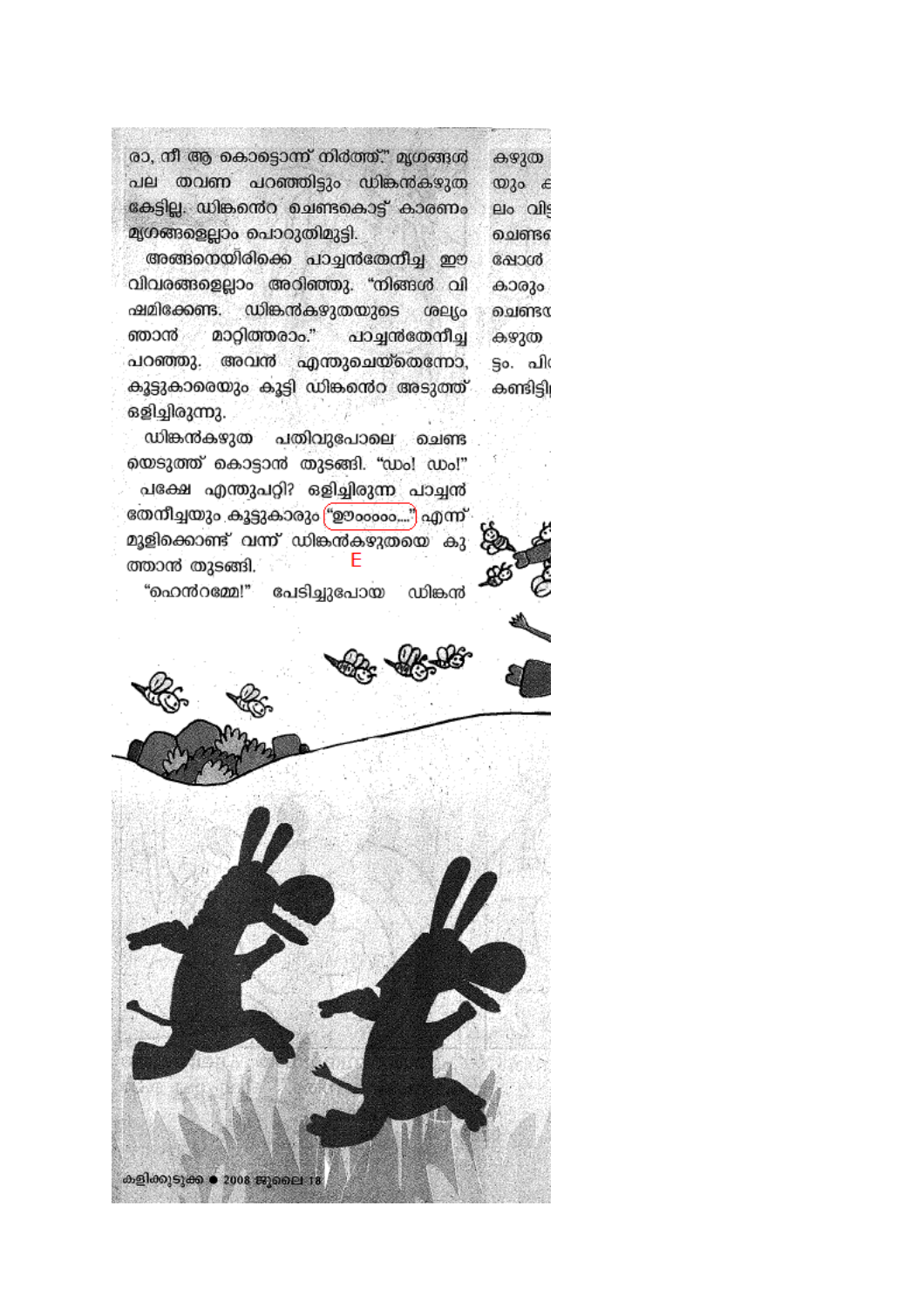രാ, നീ ആ കൊട്ടൊന്ന് നിർത്ത്." മൃഗങ്ങൾ പല തവണ പറഞ്ഞിട്ടും ഡിങ്കൻകഴുത കേട്ടില്ല. ഡിങ്കന്റെ ചെണ്ടകൊട്ട് കാരണം മൃഗങ്ങളെല്ലാം പൊറുതിമുട്ടി.

അങ്ങനെയിരിക്കെ പാച്ചൻതേനീച്ച ഈ വിവരങ്ങളെല്ലാം അറിഞ്ഞു. "നിങ്ങൾ വിഷമിക്കേണ്ട. ഡിങ്കൻകഴുതയുടെ ശല്യം ഞാൻ മാറ്റിത്തരാം." പാച്ചൻതേനീച്ച പറഞ്ഞു. അവൻ എന്തുചെയ്തെന്നോ, കൂട്ടുകാരെയും കൂട്ടി ഡിങ്കന്റെ അടുത്ത് ഒളിച്ചിരുന്നു.

ഡിങ്കൻകഴുത പതിവുപോലെ ചെണ്ടയെടുത്ത് കൊട്ടാൻ തുടങ്ങി. "ഡും! ഡും!"

പക്ഷേ എന്തുപറ്റി? ഒളിച്ചിരുന്ന പാച്ചൻ തേനീച്ചയും കൂട്ടുകാരും "ഊംംംംം...." എന്ന് മൂളിക്കൊണ്ട് വന്ന് ഡിങ്കൻകഴുതയെ കുത്താൻ തുടങ്ങി.

E

"ഹെൻറമ്മേ!" പേടിച്ചുപോയ ഡിങ്കൻ

കഴുത
യും
ലം വി
ചെണ്ട
ഷോൾ
കാരും
ചെണ്ട
കഴുത
ട്ടം. പി
കണ്ടിട്ടി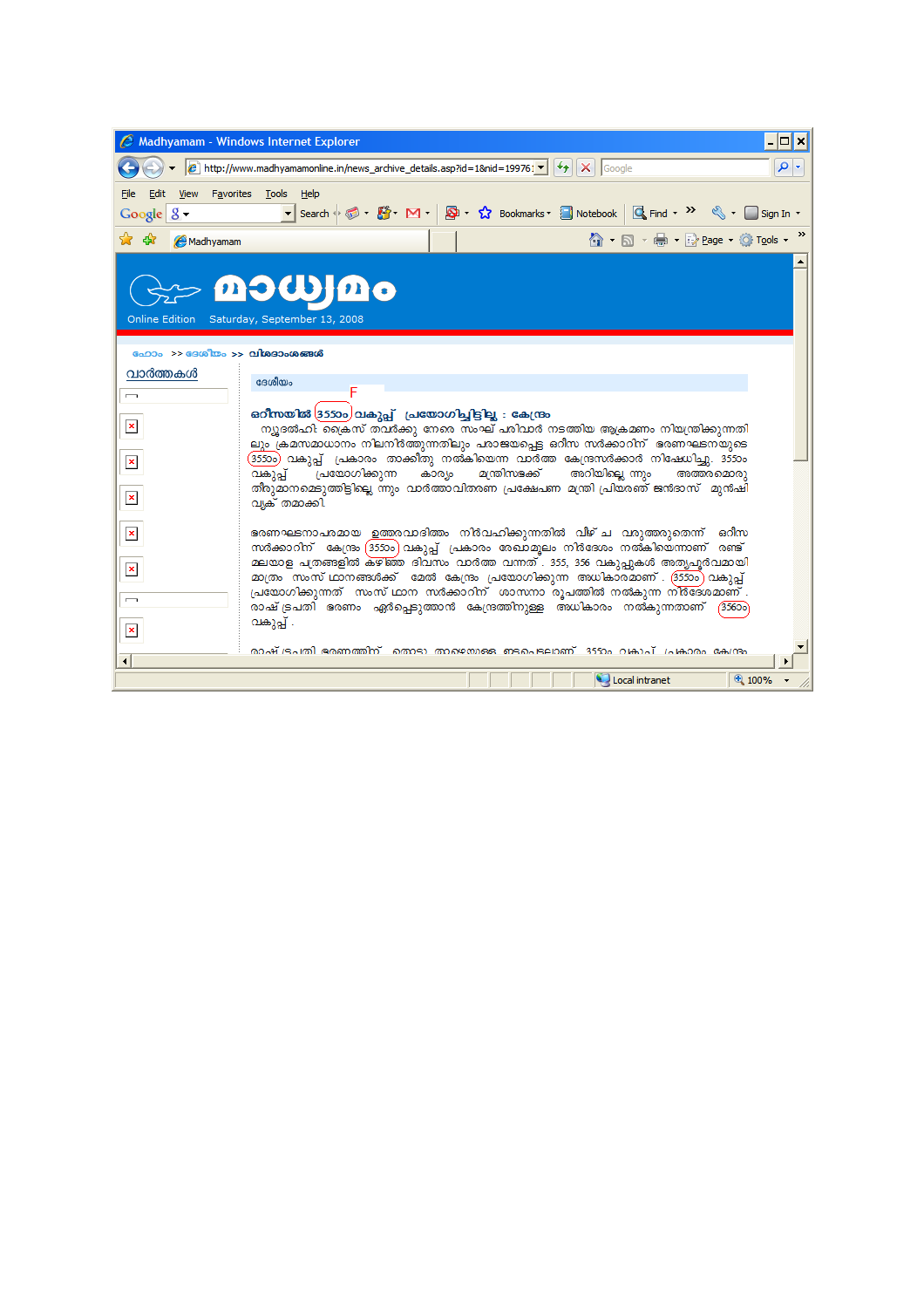Madhyamam - Windows Internet Explorer

http://www.madhyamamonline.in/news_archive_details.asp?id=1&nid=19976

# മാധ്യമം

Online Edition Saturday, September 13, 2008

ഹോം >> ദേശീയം >> വിശദാംശങ്ങൾ

വാർത്തകൾ

ദേശീയം

F

## ഒറീസയിൽ 355ാം വകുപ്പ് പ്രയോഗിച്ചിട്ടില്ല : കേന്ദ്രം

ന്യൂദൽഹി: ക്രൈസ്തവർക്കു നേരെ സംഘ്പരിവാർ നടത്തിയ ആക്രമണം നിയന്ത്രിക്കുന്നതിലും ക്രമസമാധാനം നിലനിർത്തുന്നതിലും പരാജയപ്പെട്ട ഒറീസ സർക്കാറിന് ഭരണഘടനയുടെ 355ാം വകുപ്പ് പ്രകാരം താക്കീതു നൽകിയെന്ന വാർത്ത കേന്ദ്രസർക്കാർ നിഷേധിച്ചു. 355ാം വകുപ്പ് പ്രയോഗിക്കുന്ന കാര്യം മന്ത്രിസഭക്ക് അറിയില്ല ന്നും അത്തരമൊരു തീരുമാനമെടുത്തിട്ടില്ല ന്നും വാർത്താവിതരണ പ്രക്ഷേപണ മന്ത്രി പ്രിയരഞ്ജൻദാസ് മുൻഷി വ്യക്തമാക്കി.

ഭരണഘടനാപരമായ ഉത്തരവാദിത്തം നിർവഹിക്കുന്നതിൽ വീഴ്ച വരുത്തരുതെന്ന് ഒറീസ സർക്കാറിന് കേന്ദ്രം 355ാം വകുപ്പ് പ്രകാരം രേഖാമൂലം നിർദേശം നൽകിയെന്നാണ് രണ്ട് മലയാള പത്രങ്ങളിൽ കഴിഞ്ഞ ദിവസം വാർത്ത വന്നത്. 355, 356 വകുപ്പുകൾ അത്യപൂർവമായി മാത്രം സംസ്ഥാനങ്ങൾക്ക് മേൽ കേന്ദ്രം പ്രയോഗിക്കുന്ന അധികാരമാണ്. 355ാം വകുപ്പ് പ്രയോഗിക്കുന്നത് സംസ്ഥാന സർക്കാറിന് ശാസനാ രൂപത്തിൽ നൽകുന്ന നിർദേശമാണ്. രാഷ്ട്രപതി ഭരണം ഏർപ്പെടുത്താൻ കേന്ദ്രത്തിനുള്ള അധികാരം നൽകുന്നതാണ് 356ാം വകുപ്പ്.

Local intranet 100%